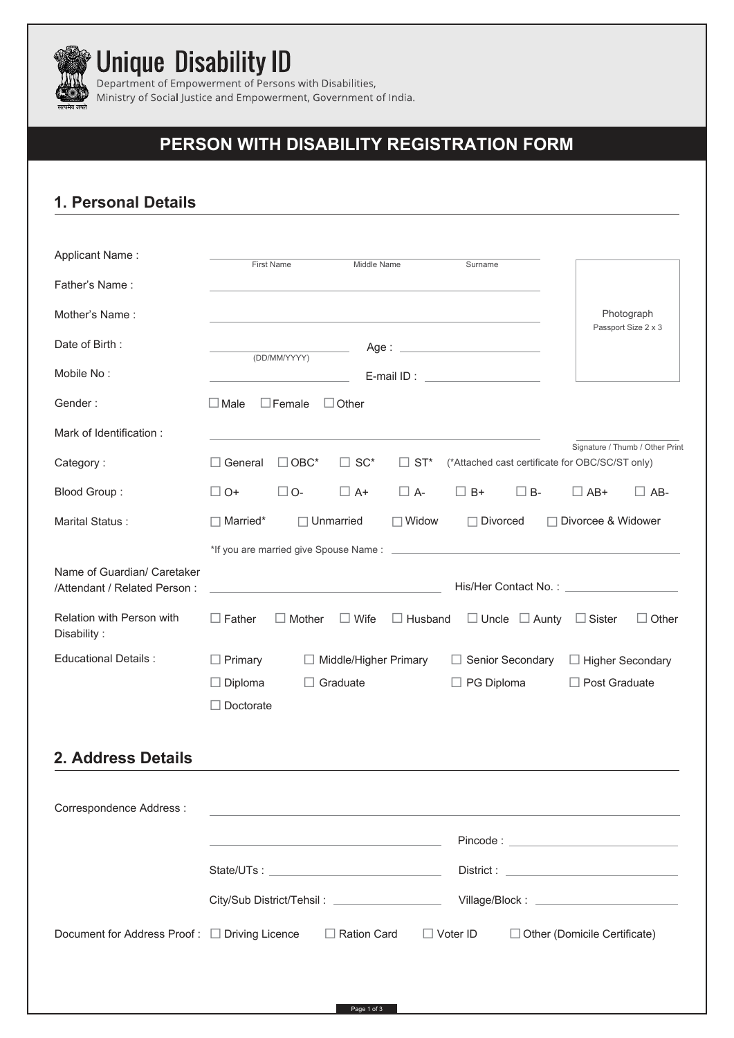# Unique Disability ID

Department of Empowerment of Persons with Disabilities,
Ministry of Social Justice and Empowerment, Government of India.

## PERSON WITH DISABILITY REGISTRATION FORM

## 1. Personal Details

Applicant Name : ______________________ ______________________ ______________________
First Name Middle Name Surname

Photograph
Passport Size 2 x 3

Father's Name : ______________________

Mother's Name : ______________________

Date of Birth : ______________________ (DD/MM/YYYY) Age : ______________________

Mobile No : ______________________ E-mail ID : ______________________

Gender : ☐ Male ☐ Female ☐ Other

Mark of Identification : ______________________

Signature / Thumb / Other Print

Category : ☐ General ☐ OBC* ☐ SC* ☐ ST* (*Attached cast certificate for OBC/SC/ST only)

Blood Group : ☐ O+ ☐ O- ☐ A+ ☐ A- ☐ B+ ☐ B- ☐ AB+ ☐ AB-

Marital Status : ☐ Married* ☐ Unmarried ☐ Widow ☐ Divorced ☐ Divorcee & Widower

*If you are married give Spouse Name : ______________________

Name of Guardian/ Caretaker /Attendant / Related Person : ______________________ His/Her Contact No. : ______________________

Relation with Person with Disability : ☐ Father ☐ Mother ☐ Wife ☐ Husband ☐ Uncle ☐ Aunty ☐ Sister ☐ Other

Educational Details : ☐ Primary ☐ Middle/Higher Primary ☐ Senior Secondary ☐ Higher Secondary ☐ Diploma ☐ Graduate ☐ PG Diploma ☐ Post Graduate ☐ Doctorate

## 2. Address Details

Correspondence Address : ______________________

______________________ Pincode : ______________________

State/UTs : ______________________ District : ______________________

City/Sub District/Tehsil : ______________________ Village/Block : ______________________

Document for Address Proof : ☐ Driving Licence ☐ Ration Card ☐ Voter ID ☐ Other (Domicile Certificate)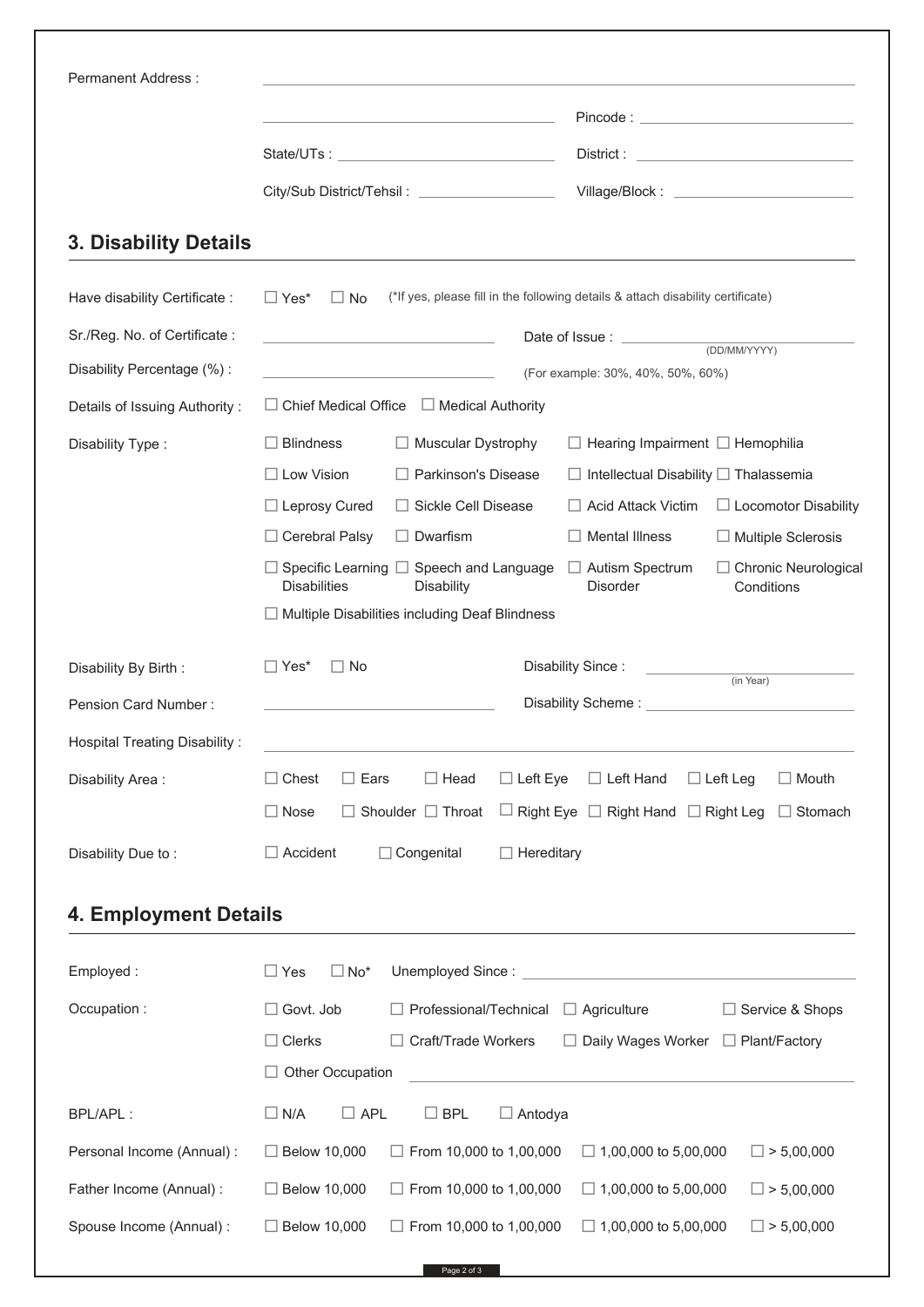Permanent Address : ____________________

____________________ Pincode : ____________________

State/UTs : ____________________ District : ____________________

City/Sub District/Tehsil : ____________________ Village/Block : ____________________

## 3. Disability Details

Have disability Certificate : ☐ Yes* ☐ No (*If yes, please fill in the following details & attach disability certificate)

Sr./Reg. No. of Certificate : ____________________ Date of Issue : ____________________ (DD/MM/YYYY)

Disability Percentage (%) : ____________________ (For example: 30%, 40%, 50%, 60%)

Details of Issuing Authority : ☐ Chief Medical Office ☐ Medical Authority

Disability Type :

| | | | |
|---|---|---|---|
| ☐ Blindness | ☐ Muscular Dystrophy | ☐ Hearing Impairment | ☐ Hemophilia |
| ☐ Low Vision | ☐ Parkinson's Disease | ☐ Intellectual Disability | ☐ Thalassemia |
| ☐ Leprosy Cured | ☐ Sickle Cell Disease | ☐ Acid Attack Victim | ☐ Locomotor Disability |
| ☐ Cerebral Palsy | ☐ Dwarfism | ☐ Mental Illness | ☐ Multiple Sclerosis |
| ☐ Specific Learning Disabilities | ☐ Speech and Language Disability | ☐ Autism Spectrum Disorder | ☐ Chronic Neurological Conditions |
| ☐ Multiple Disabilities including Deaf Blindness | | | |

Disability By Birth : ☐ Yes* ☐ No Disability Since : ____________________ (in Year)

Pension Card Number : ____________________ Disability Scheme : ____________________

Hospital Treating Disability : ____________________

Disability Area :

| | | | | | | |
|---|---|---|---|---|---|---|
| ☐ Chest | ☐ Ears | ☐ Head | ☐ Left Eye | ☐ Left Hand | ☐ Left Leg | ☐ Mouth |
| ☐ Nose | ☐ Shoulder | ☐ Throat | ☐ Right Eye | ☐ Right Hand | ☐ Right Leg | ☐ Stomach |

Disability Due to : ☐ Accident ☐ Congenital ☐ Hereditary

## 4. Employment Details

Employed : ☐ Yes ☐ No* Unemployed Since : ____________________

Occupation :

| | | | |
|---|---|---|---|
| ☐ Govt. Job | ☐ Professional/Technical | ☐ Agriculture | ☐ Service & Shops |
| ☐ Clerks | ☐ Craft/Trade Workers | ☐ Daily Wages Worker | ☐ Plant/Factory |
| ☐ Other Occupation ____________________ | | | |

BPL/APL : ☐ N/A ☐ APL ☐ BPL ☐ Antodya

| | | | | |
|---|---|---|---|---|
| Personal Income (Annual) : | ☐ Below 10,000 | ☐ From 10,000 to 1,00,000 | ☐ 1,00,000 to 5,00,000 | ☐ > 5,00,000 |
| Father Income (Annual) : | ☐ Below 10,000 | ☐ From 10,000 to 1,00,000 | ☐ 1,00,000 to 5,00,000 | ☐ > 5,00,000 |
| Spouse Income (Annual) : | ☐ Below 10,000 | ☐ From 10,000 to 1,00,000 | ☐ 1,00,000 to 5,00,000 | ☐ > 5,00,000 |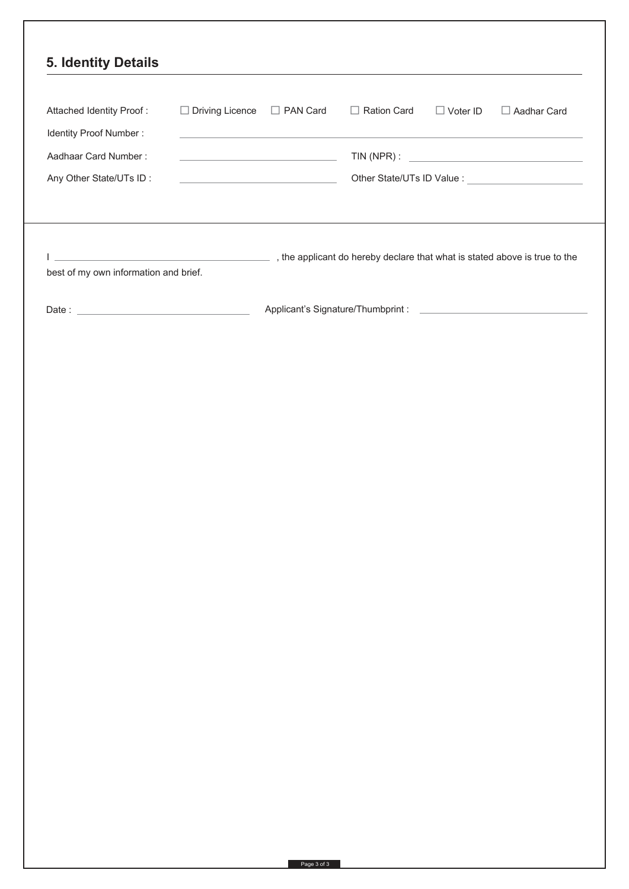## 5. Identity Details

Attached Identity Proof : ☐ Driving Licence ☐ PAN Card ☐ Ration Card ☐ Voter ID ☐ Aadhar Card

Identity Proof Number : ______________________________

Aadhaar Card Number : ______________________________ TIN (NPR) : ______________________________

Any Other State/UTs ID : ______________________________ Other State/UTs ID Value : ______________________________

I ______________________________ , the applicant do hereby declare that what is stated above is true to the best of my own information and brief.

Date : ______________________________ Applicant's Signature/Thumbprint : ______________________________